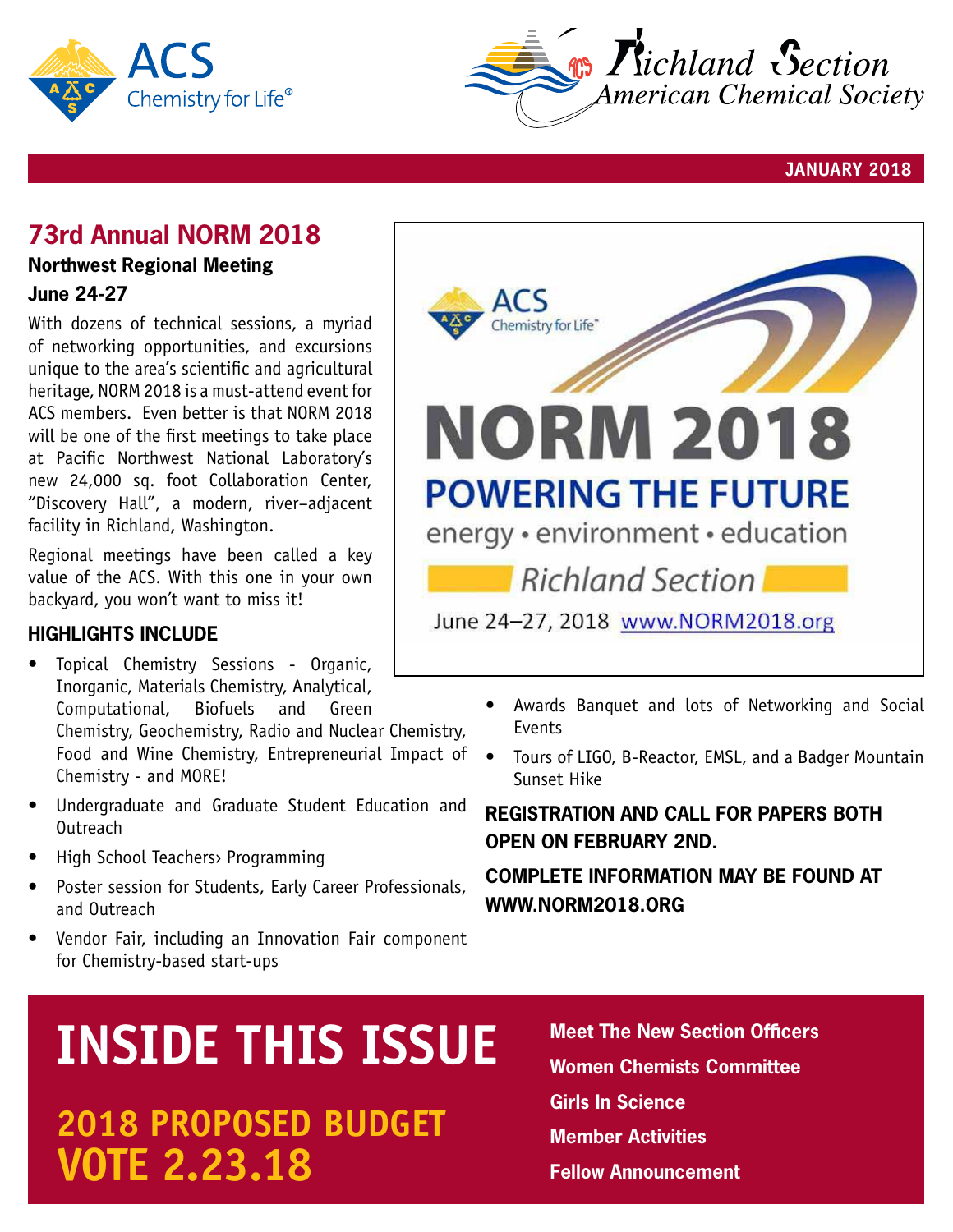ACS Chemistry for Life®

Richland Section
American Chemical Society

JANUARY 2018

## 73rd Annual NORM 2018

**Northwest Regional Meeting**

**June 24-27**

With dozens of technical sessions, a myriad of networking opportunities, and excursions unique to the area's scientific and agricultural heritage, NORM 2018 is a must-attend event for ACS members. Even better is that NORM 2018 will be one of the first meetings to take place at Pacific Northwest National Laboratory's new 24,000 sq. foot Collaboration Center, "Discovery Hall", a modern, river–adjacent facility in Richland, Washington.

Regional meetings have been called a key value of the ACS. With this one in your own backyard, you won't want to miss it!

ACS Chemistry for Life™

# NORM 2018

## POWERING THE FUTURE

energy • environment • education

Richland Section

June 24–27, 2018 www.NORM2018.org

### HIGHLIGHTS INCLUDE

- Topical Chemistry Sessions - Organic, Inorganic, Materials Chemistry, Analytical, Computational, Biofuels and Green Chemistry, Geochemistry, Radio and Nuclear Chemistry, Food and Wine Chemistry, Entrepreneurial Impact of Chemistry - and MORE!
- Undergraduate and Graduate Student Education and Outreach
- High School Teachers› Programming
- Poster session for Students, Early Career Professionals, and Outreach
- Vendor Fair, including an Innovation Fair component for Chemistry-based start-ups
- Awards Banquet and lots of Networking and Social Events
- Tours of LIGO, B-Reactor, EMSL, and a Badger Mountain Sunset Hike

**REGISTRATION AND CALL FOR PAPERS BOTH OPEN ON FEBRUARY 2ND.**

**COMPLETE INFORMATION MAY BE FOUND AT WWW.NORM2018.ORG**

# INSIDE THIS ISSUE

## 2018 PROPOSED BUDGET
## VOTE 2.23.18

**Meet The New Section Officers**

**Women Chemists Committee**

**Girls In Science**

**Member Activities**

**Fellow Announcement**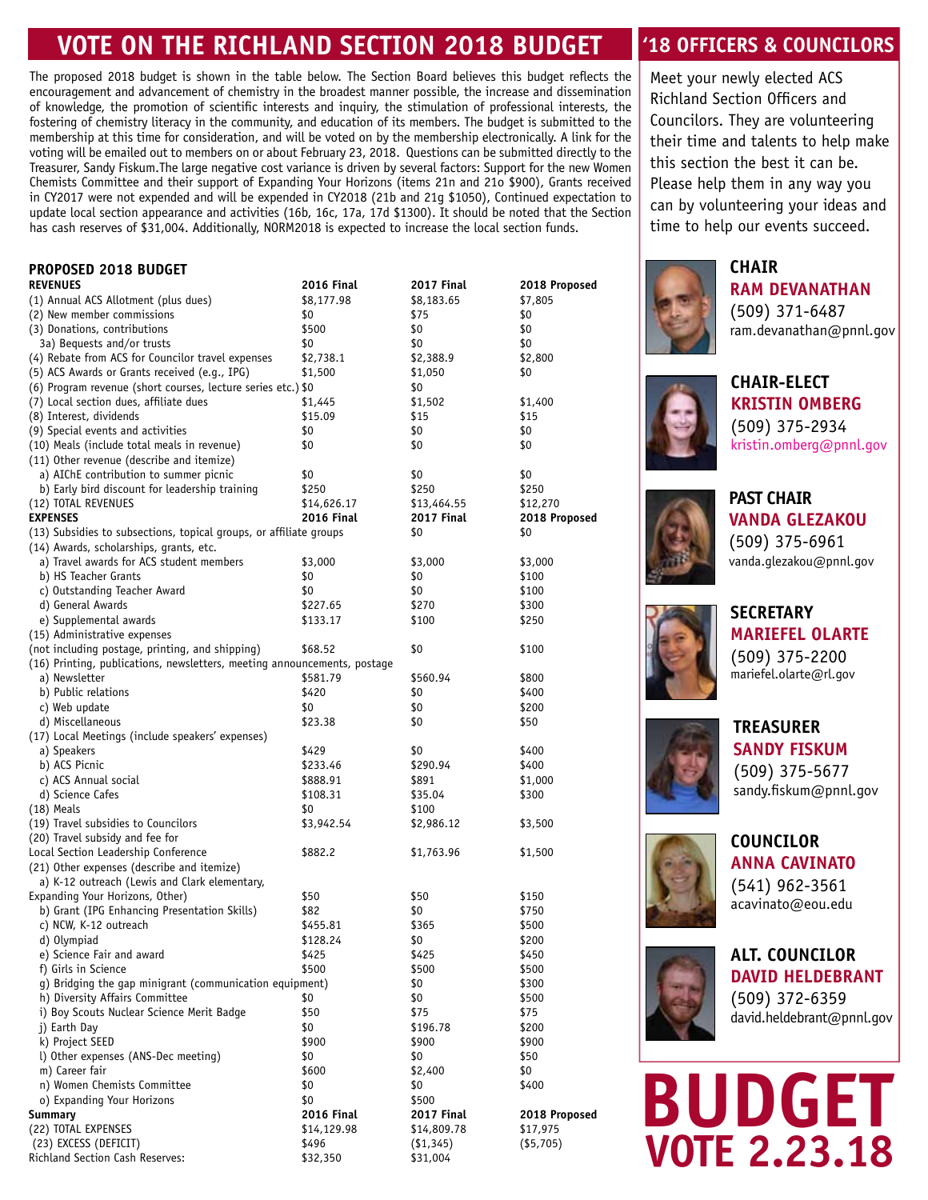# VOTE ON THE RICHLAND SECTION 2018 BUDGET

The proposed 2018 budget is shown in the table below. The Section Board believes this budget reflects the encouragement and advancement of chemistry in the broadest manner possible, the increase and dissemination of knowledge, the promotion of scientific interests and inquiry, the stimulation of professional interests, the fostering of chemistry literacy in the community, and education of its members. The budget is submitted to the membership at this time for consideration, and will be voted on by the membership electronically. A link for the voting will be emailed out to members on or about February 23, 2018. Questions can be submitted directly to the Treasurer, Sandy Fiskum.The large negative cost variance is driven by several factors: Support for the new Women Chemists Committee and their support of Expanding Your Horizons (items 21n and 21o $900), Grants received in CY2017 were not expended and will be expended in CY2018 (21b and 21g $1050), Continued expectation to update local section appearance and activities (16b, 16c, 17a, 17d $1300). It should be noted that the Section has cash reserves of $31,004. Additionally, NORM2018 is expected to increase the local section funds.

### PROPOSED 2018 BUDGET

| REVENUES | 2016 Final | 2017 Final | 2018 Proposed |
|---|---|---|---|
| (1) Annual ACS Allotment (plus dues) | $8,177.98 | $8,183.65 | $7,805 |
| (2) New member commissions | $0 | $75 | $0 |
| (3) Donations, contributions | $500 | $0 | $0 |
| 3a) Bequests and/or trusts | $0 | $0 | $0 |
| (4) Rebate from ACS for Councilor travel expenses | $2,738.1 | $2,388.9 | $2,800 |
| (5) ACS Awards or Grants received (e.g., IPG) | $1,500 | $1,050 | $0 |
| (6) Program revenue (short courses, lecture series etc.) | $0 | $0 | |
| (7) Local section dues, affiliate dues | $1,445 | $1,502 | $1,400 |
| (8) Interest, dividends | $15.09 | $15 | $15 |
| (9) Special events and activities | $0 | $0 | $0 |
| (10) Meals (include total meals in revenue) | $0 | $0 | $0 |
| (11) Other revenue (describe and itemize) | | | |
| a) AIChE contribution to summer picnic | $0 | $0 | $0 |
| b) Early bird discount for leadership training | $250 | $250 | $250 |
| (12) TOTAL REVENUES | $14,626.17 | $13,464.55 | $12,270 |
| **EXPENSES** | **2016 Final** | **2017 Final** | **2018 Proposed** |
| (13) Subsidies to subsections, topical groups, or affiliate groups | | $0 | $0 |
| (14) Awards, scholarships, grants, etc. | | | |
| a) Travel awards for ACS student members | $3,000 | $3,000 | $3,000 |
| b) HS Teacher Grants | $0 | $0 | $100 |
| c) Outstanding Teacher Award | $0 | $0 | $100 |
| d) General Awards | $227.65 | $270 | $300 |
| e) Supplemental awards | $133.17 | $100 | $250 |
| (15) Administrative expenses (not including postage, printing, and shipping) | $68.52 | $0 | $100 |
| (16) Printing, publications, newsletters, meeting announcements, postage | | | |
| a) Newsletter | $581.79 | $560.94 | $800 |
| b) Public relations | $420 | $0 | $400 |
| c) Web update | $0 | $0 | $200 |
| d) Miscellaneous | $23.38 | $0 | $50 |
| (17) Local Meetings (include speakers' expenses) | | | |
| a) Speakers | $429 | $0 | $400 |
| b) ACS Picnic | $233.46 | $290.94 | $400 |
| c) ACS Annual social | $888.91 | $891 | $1,000 |
| d) Science Cafes | $108.31 | $35.04 | $300 |
| (18) Meals | $0 | $100 | |
| (19) Travel subsidies to Councilors | $3,942.54 | $2,986.12 | $3,500 |
| (20) Travel subsidy and fee for Local Section Leadership Conference | $882.2 | $1,763.96 | $1,500 |
| (21) Other expenses (describe and itemize) | | | |
| a) K-12 outreach (Lewis and Clark elementary, Expanding Your Horizons, Other) | $50 | $50 | $150 |
| b) Grant (IPG Enhancing Presentation Skills) | $82 | $0 | $750 |
| c) NCW, K-12 outreach | $455.81 | $365 | $500 |
| d) Olympiad | $128.24 | $0 | $200 |
| e) Science Fair and award | $425 | $425 | $450 |
| f) Girls in Science | $500 | $500 | $500 |
| g) Bridging the gap minigrant (communication equipment) | | $0 | $300 |
| h) Diversity Affairs Committee | $0 | $0 | $500 |
| i) Boy Scouts Nuclear Science Merit Badge | $50 | $75 | $75 |
| j) Earth Day | $0 | $196.78 | $200 |
| k) Project SEED | $900 | $900 | $900 |
| l) Other expenses (ANS-Dec meeting) | $0 | $0 | $50 |
| m) Career fair | $600 | $2,400 | $0 |
| n) Women Chemists Committee | $0 | $0 | $400 |
| o) Expanding Your Horizons | $0 | $500 | |
| **Summary** | **2016 Final** | **2017 Final** | **2018 Proposed** |
| (22) TOTAL EXPENSES | $14,129.98 | $14,809.78 | $17,975 |
| (23) EXCESS (DEFICIT) | $496 | ($1,345) | ($5,705) |
| Richland Section Cash Reserves: | $32,350 | $31,004 | |

## '18 OFFICERS & COUNCILORS

Meet your newly elected ACS Richland Section Officers and Councilors. They are volunteering their time and talents to help make this section the best it can be. Please help them in any way you can by volunteering your ideas and time to help our events succeed.

**CHAIR**
**RAM DEVANATHAN**
(509) 371-6487
ram.devanathan@pnnl.gov

**CHAIR-ELECT**
**KRISTIN OMBERG**
(509) 375-2934
kristin.omberg@pnnl.gov

**PAST CHAIR**
**VANDA GLEZAKOU**
(509) 375-6961
vanda.glezakou@pnnl.gov

**SECRETARY**
**MARIEFEL OLARTE**
(509) 375-2200
mariefel.olarte@rl.gov

**TREASURER**
**SANDY FISKUM**
(509) 375-5677
sandy.fiskum@pnnl.gov

**COUNCILOR**
**ANNA CAVINATO**
(541) 962-3561
acavinato@eou.edu

**ALT. COUNCILOR**
**DAVID HELDEBRANT**
(509) 372-6359
david.heldebrant@pnnl.gov

# BUDGET VOTE 2.23.18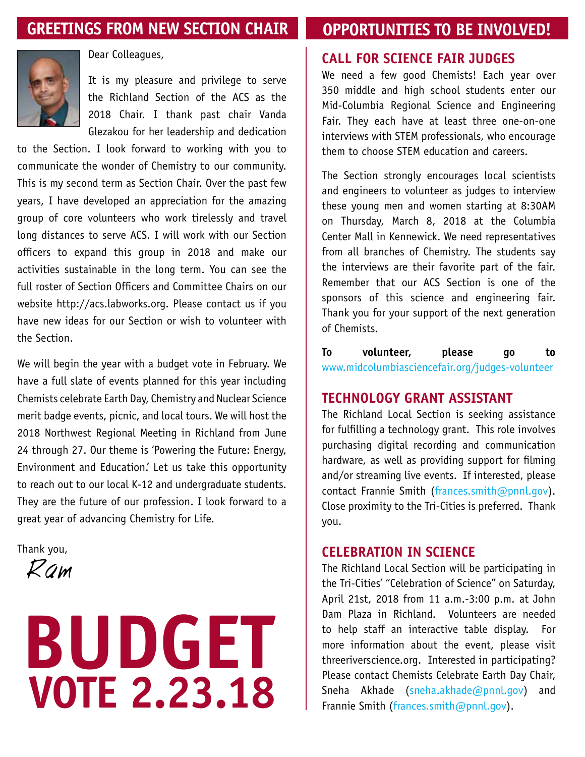## GREETINGS FROM NEW SECTION CHAIR

Dear Colleagues,

It is my pleasure and privilege to serve the Richland Section of the ACS as the 2018 Chair. I thank past chair Vanda Glezakou for her leadership and dedication to the Section. I look forward to working with you to communicate the wonder of Chemistry to our community. This is my second term as Section Chair. Over the past few years, I have developed an appreciation for the amazing group of core volunteers who work tirelessly and travel long distances to serve ACS. I will work with our Section officers to expand this group in 2018 and make our activities sustainable in the long term. You can see the full roster of Section Officers and Committee Chairs on our website http://acs.labworks.org. Please contact us if you have new ideas for our Section or wish to volunteer with the Section.

We will begin the year with a budget vote in February. We have a full slate of events planned for this year including Chemists celebrate Earth Day, Chemistry and Nuclear Science merit badge events, picnic, and local tours. We will host the 2018 Northwest Regional Meeting in Richland from June 24 through 27. Our theme is 'Powering the Future: Energy, Environment and Education.' Let us take this opportunity to reach out to our local K-12 and undergraduate students. They are the future of our profession. I look forward to a great year of advancing Chemistry for Life.

Thank you,

*Ram*

# BUDGET VOTE 2.23.18

## OPPORTUNITIES TO BE INVOLVED!

### CALL FOR SCIENCE FAIR JUDGES

We need a few good Chemists! Each year over 350 middle and high school students enter our Mid-Columbia Regional Science and Engineering Fair. They each have at least three one-on-one interviews with STEM professionals, who encourage them to choose STEM education and careers.

The Section strongly encourages local scientists and engineers to volunteer as judges to interview these young men and women starting at 8:30AM on Thursday, March 8, 2018 at the Columbia Center Mall in Kennewick. We need representatives from all branches of Chemistry. The students say the interviews are their favorite part of the fair. Remember that our ACS Section is one of the sponsors of this science and engineering fair. Thank you for your support of the next generation of Chemists.

**To volunteer, please go to** www.midcolumbiasciencefair.org/judges-volunteer

### TECHNOLOGY GRANT ASSISTANT

The Richland Local Section is seeking assistance for fulfilling a technology grant. This role involves purchasing digital recording and communication hardware, as well as providing support for filming and/or streaming live events. If interested, please contact Frannie Smith (frances.smith@pnnl.gov). Close proximity to the Tri-Cities is preferred. Thank you.

### CELEBRATION IN SCIENCE

The Richland Local Section will be participating in the Tri-Cities' "Celebration of Science" on Saturday, April 21st, 2018 from 11 a.m.-3:00 p.m. at John Dam Plaza in Richland. Volunteers are needed to help staff an interactive table display. For more information about the event, please visit threeriverscience.org. Interested in participating? Please contact Chemists Celebrate Earth Day Chair, Sneha Akhade (sneha.akhade@pnnl.gov) and Frannie Smith (frances.smith@pnnl.gov).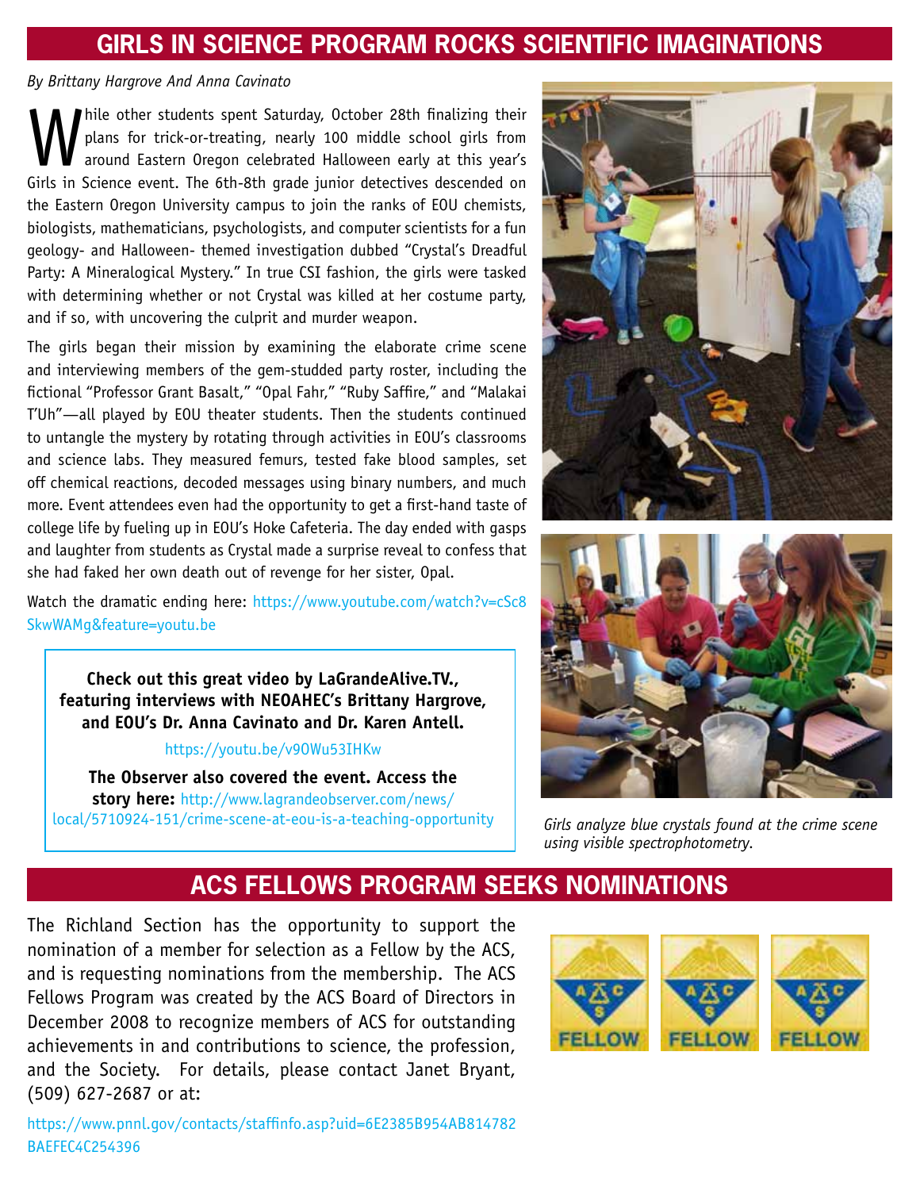## GIRLS IN SCIENCE PROGRAM ROCKS SCIENTIFIC IMAGINATIONS

*By Brittany Hargrove And Anna Cavinato*

While other students spent Saturday, October 28th finalizing their plans for trick-or-treating, nearly 100 middle school girls from around Eastern Oregon celebrated Halloween early at this year's Girls in Science event. The 6th-8th grade junior detectives descended on the Eastern Oregon University campus to join the ranks of EOU chemists, biologists, mathematicians, psychologists, and computer scientists for a fun geology- and Halloween- themed investigation dubbed "Crystal's Dreadful Party: A Mineralogical Mystery." In true CSI fashion, the girls were tasked with determining whether or not Crystal was killed at her costume party, and if so, with uncovering the culprit and murder weapon.

The girls began their mission by examining the elaborate crime scene and interviewing members of the gem-studded party roster, including the fictional "Professor Grant Basalt," "Opal Fahr," "Ruby Saffire," and "Malakai T'Uh"—all played by EOU theater students. Then the students continued to untangle the mystery by rotating through activities in EOU's classrooms and science labs. They measured femurs, tested fake blood samples, set off chemical reactions, decoded messages using binary numbers, and much more. Event attendees even had the opportunity to get a first-hand taste of college life by fueling up in EOU's Hoke Cafeteria. The day ended with gasps and laughter from students as Crystal made a surprise reveal to confess that she had faked her own death out of revenge for her sister, Opal.

Watch the dramatic ending here: https://www.youtube.com/watch?v=cSc8SkwWAMg&feature=youtu.be

**Check out this great video by LaGrandeAlive.TV., featuring interviews with NEOAHEC's Brittany Hargrove, and EOU's Dr. Anna Cavinato and Dr. Karen Antell.**

https://youtu.be/v9OWu53IHKw

**The Observer also covered the event. Access the story here:** http://www.lagrandeobserver.com/news/local/5710924-151/crime-scene-at-eou-is-a-teaching-opportunity

*Girls analyze blue crystals found at the crime scene using visible spectrophotometry.*

## ACS FELLOWS PROGRAM SEEKS NOMINATIONS

The Richland Section has the opportunity to support the nomination of a member for selection as a Fellow by the ACS, and is requesting nominations from the membership. The ACS Fellows Program was created by the ACS Board of Directors in December 2008 to recognize members of ACS for outstanding achievements in and contributions to science, the profession, and the Society. For details, please contact Janet Bryant, (509) 627-2687 or at:

https://www.pnnl.gov/contacts/staffinfo.asp?uid=6E2385B954AB814782BAEFEC4C254396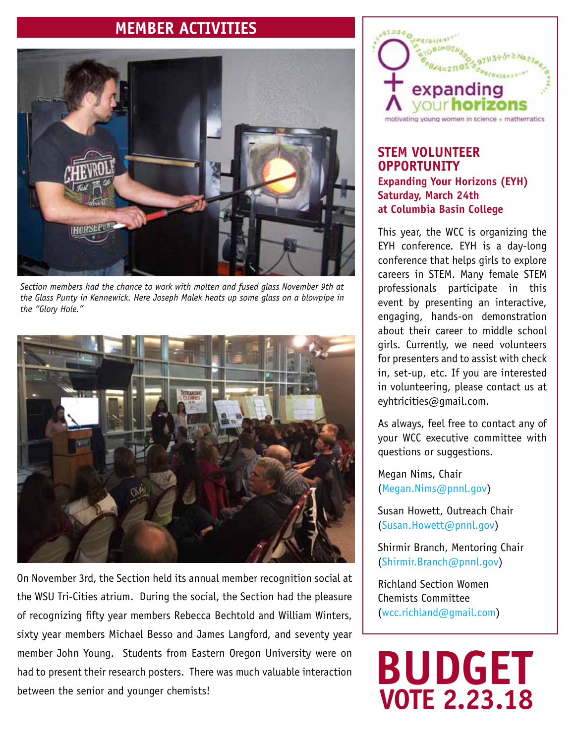# MEMBER ACTIVITIES

*Section members had the chance to work with molten and fused glass November 9th at the Glass Punty in Kennewick. Here Joseph Malek heats up some glass on a blowpipe in the "Glory Hole."*

On November 3rd, the Section held its annual member recognition social at the WSU Tri-Cities atrium. During the social, the Section had the pleasure of recognizing fifty year members Rebecca Bechtold and William Winters, sixty year members Michael Besso and James Langford, and seventy year member John Young. Students from Eastern Oregon University were on had to present their research posters. There was much valuable interaction between the senior and younger chemists!

expanding your horizons

motivating young women in science + mathematics

## STEM VOLUNTEER OPPORTUNITY

**Expanding Your Horizons (EYH) Saturday, March 24th at Columbia Basin College**

This year, the WCC is organizing the EYH conference. EYH is a day-long conference that helps girls to explore careers in STEM. Many female STEM professionals participate in this event by presenting an interactive, engaging, hands-on demonstration about their career to middle school girls. Currently, we need volunteers for presenters and to assist with check in, set-up, etc. If you are interested in volunteering, please contact us at eyhtricities@gmail.com.

As always, feel free to contact any of your WCC executive committee with questions or suggestions.

Megan Nims, Chair (Megan.Nims@pnnl.gov)

Susan Howett, Outreach Chair (Susan.Howett@pnnl.gov)

Shirmir Branch, Mentoring Chair (Shirmir.Branch@pnnl.gov)

Richland Section Women Chemists Committee (wcc.richland@gmail.com)

# BUDGET VOTE 2.23.18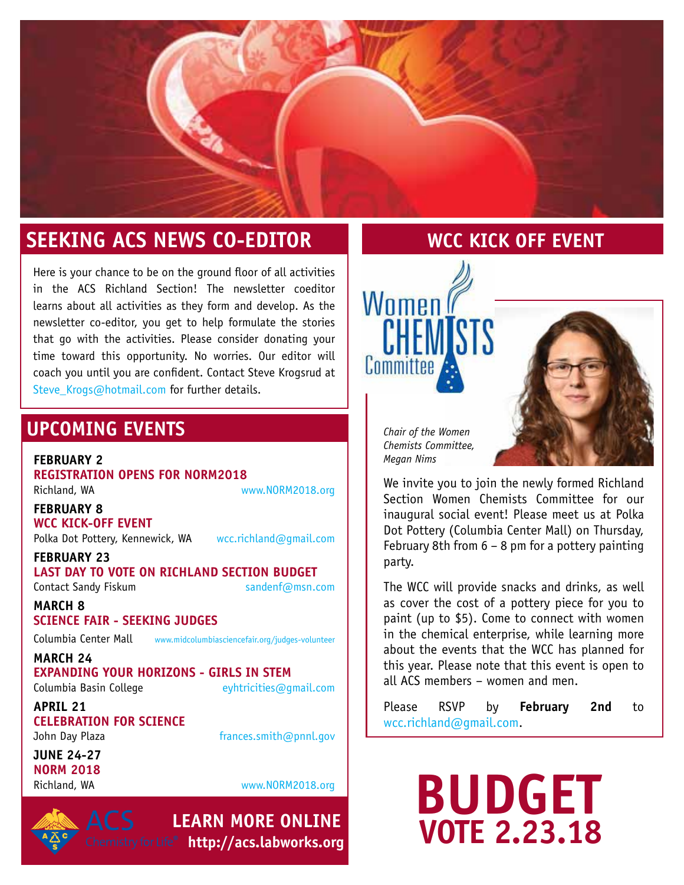## SEEKING ACS NEWS CO-EDITOR

Here is your chance to be on the ground floor of all activities in the ACS Richland Section! The newsletter coeditor learns about all activities as they form and develop. As the newsletter co-editor, you get to help formulate the stories that go with the activities. Please consider donating your time toward this opportunity. No worries. Our editor will coach you until you are confident. Contact Steve Krogsrud at Steve_Krogs@hotmail.com for further details.

## UPCOMING EVENTS

**FEBRUARY 2**
**REGISTRATION OPENS FOR NORM2018**
Richland, WA — www.NORM2018.org

**FEBRUARY 8**
**WCC KICK-OFF EVENT**
Polka Dot Pottery, Kennewick, WA — wcc.richland@gmail.com

**FEBRUARY 23**
**LAST DAY TO VOTE ON RICHLAND SECTION BUDGET**
Contact Sandy Fiskum — sandenf@msn.com

**MARCH 8**
**SCIENCE FAIR - SEEKING JUDGES**
Columbia Center Mall — www.midcolumbiasciencefair.org/judges-volunteer

**MARCH 24**
**EXPANDING YOUR HORIZONS - GIRLS IN STEM**
Columbia Basin College — eyhtricities@gmail.com

**APRIL 21**
**CELEBRATION FOR SCIENCE**
John Day Plaza — frances.smith@pnnl.gov

**JUNE 24-27**
**NORM 2018**
Richland, WA — www.NORM2018.org

ACS Chemistry for Life®

**LEARN MORE ONLINE**
**http://acs.labworks.org**

## WCC KICK OFF EVENT

Women CHEMISTS Committee

*Chair of the Women Chemists Committee, Megan Nims*

We invite you to join the newly formed Richland Section Women Chemists Committee for our inaugural social event! Please meet us at Polka Dot Pottery (Columbia Center Mall) on Thursday, February 8th from 6 – 8 pm for a pottery painting party.

The WCC will provide snacks and drinks, as well as cover the cost of a pottery piece for you to paint (up to $5). Come to connect with women in the chemical enterprise, while learning more about the events that the WCC has planned for this year. Please note that this event is open to all ACS members – women and men.

Please RSVP by **February 2nd** to wcc.richland@gmail.com.

# BUDGET VOTE 2.23.18